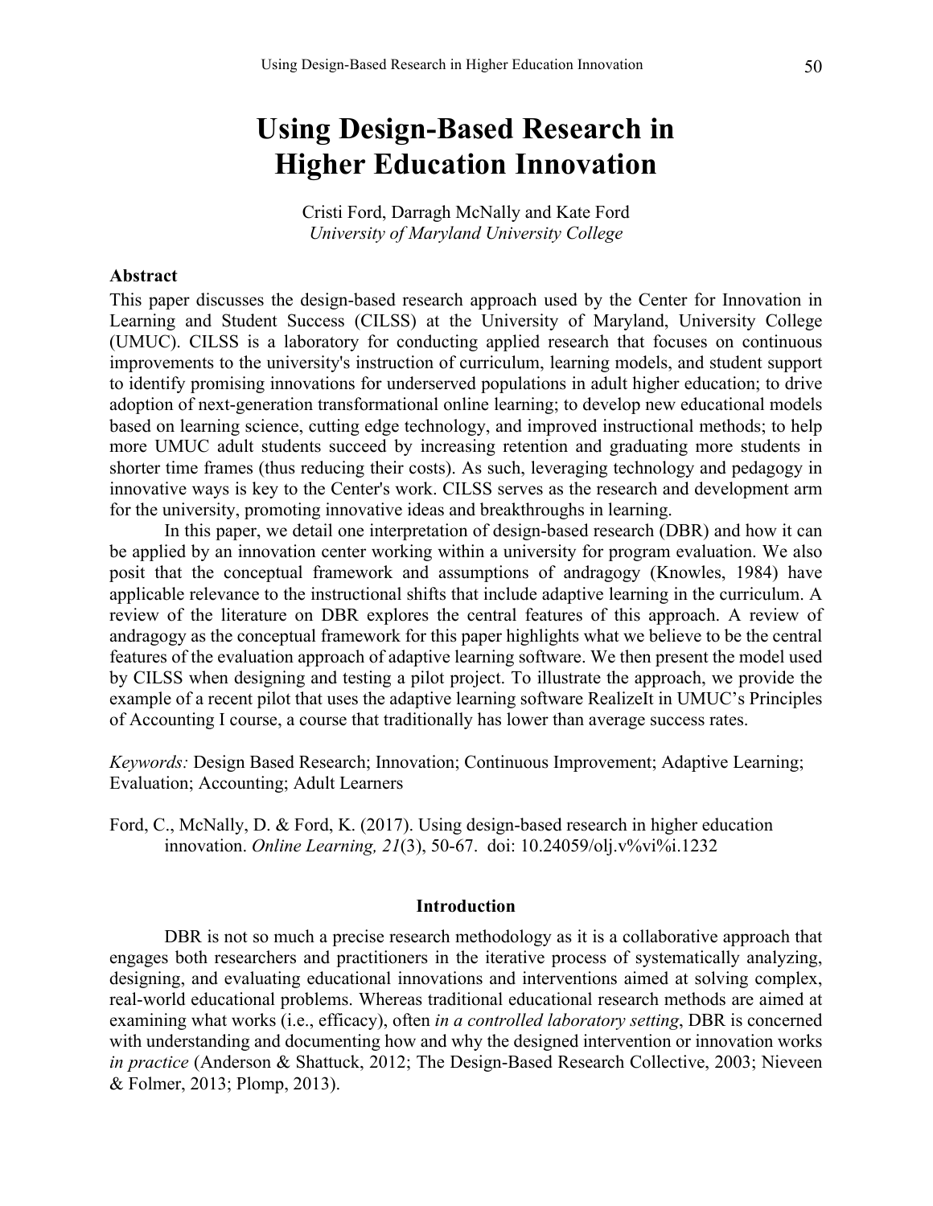# Using Design-Based Research in Higher Education Innovation

Cristi Ford, Darragh McNally and Kate Ford
*University of Maryland University College*

## Abstract

This paper discusses the design-based research approach used by the Center for Innovation in Learning and Student Success (CILSS) at the University of Maryland, University College (UMUC). CILSS is a laboratory for conducting applied research that focuses on continuous improvements to the university's instruction of curriculum, learning models, and student support to identify promising innovations for underserved populations in adult higher education; to drive adoption of next-generation transformational online learning; to develop new educational models based on learning science, cutting edge technology, and improved instructional methods; to help more UMUC adult students succeed by increasing retention and graduating more students in shorter time frames (thus reducing their costs). As such, leveraging technology and pedagogy in innovative ways is key to the Center's work. CILSS serves as the research and development arm for the university, promoting innovative ideas and breakthroughs in learning.

In this paper, we detail one interpretation of design-based research (DBR) and how it can be applied by an innovation center working within a university for program evaluation. We also posit that the conceptual framework and assumptions of andragogy (Knowles, 1984) have applicable relevance to the instructional shifts that include adaptive learning in the curriculum. A review of the literature on DBR explores the central features of this approach. A review of andragogy as the conceptual framework for this paper highlights what we believe to be the central features of the evaluation approach of adaptive learning software. We then present the model used by CILSS when designing and testing a pilot project. To illustrate the approach, we provide the example of a recent pilot that uses the adaptive learning software RealizeIt in UMUC's Principles of Accounting I course, a course that traditionally has lower than average success rates.

*Keywords:* Design Based Research; Innovation; Continuous Improvement; Adaptive Learning; Evaluation; Accounting; Adult Learners

Ford, C., McNally, D. & Ford, K. (2017). Using design-based research in higher education innovation. *Online Learning, 21*(3), 50-67. doi: 10.24059/olj.v%vi%i.1232

## Introduction

DBR is not so much a precise research methodology as it is a collaborative approach that engages both researchers and practitioners in the iterative process of systematically analyzing, designing, and evaluating educational innovations and interventions aimed at solving complex, real-world educational problems. Whereas traditional educational research methods are aimed at examining what works (i.e., efficacy), often *in a controlled laboratory setting*, DBR is concerned with understanding and documenting how and why the designed intervention or innovation works *in practice* (Anderson & Shattuck, 2012; The Design-Based Research Collective, 2003; Nieveen & Folmer, 2013; Plomp, 2013).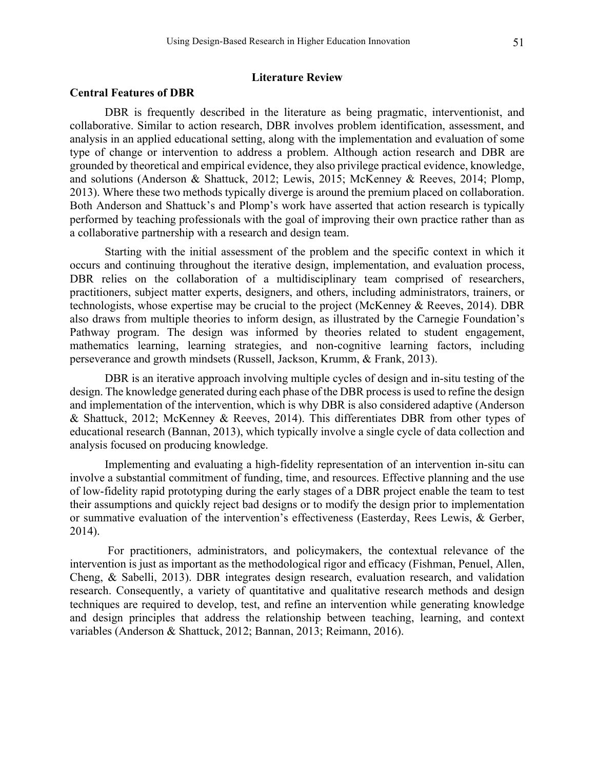## Literature Review

### Central Features of DBR

DBR is frequently described in the literature as being pragmatic, interventionist, and collaborative. Similar to action research, DBR involves problem identification, assessment, and analysis in an applied educational setting, along with the implementation and evaluation of some type of change or intervention to address a problem. Although action research and DBR are grounded by theoretical and empirical evidence, they also privilege practical evidence, knowledge, and solutions (Anderson & Shattuck, 2012; Lewis, 2015; McKenney & Reeves, 2014; Plomp, 2013). Where these two methods typically diverge is around the premium placed on collaboration. Both Anderson and Shattuck's and Plomp's work have asserted that action research is typically performed by teaching professionals with the goal of improving their own practice rather than as a collaborative partnership with a research and design team.

Starting with the initial assessment of the problem and the specific context in which it occurs and continuing throughout the iterative design, implementation, and evaluation process, DBR relies on the collaboration of a multidisciplinary team comprised of researchers, practitioners, subject matter experts, designers, and others, including administrators, trainers, or technologists, whose expertise may be crucial to the project (McKenney & Reeves, 2014). DBR also draws from multiple theories to inform design, as illustrated by the Carnegie Foundation's Pathway program. The design was informed by theories related to student engagement, mathematics learning, learning strategies, and non-cognitive learning factors, including perseverance and growth mindsets (Russell, Jackson, Krumm, & Frank, 2013).

DBR is an iterative approach involving multiple cycles of design and in-situ testing of the design. The knowledge generated during each phase of the DBR process is used to refine the design and implementation of the intervention, which is why DBR is also considered adaptive (Anderson & Shattuck, 2012; McKenney & Reeves, 2014). This differentiates DBR from other types of educational research (Bannan, 2013), which typically involve a single cycle of data collection and analysis focused on producing knowledge.

Implementing and evaluating a high-fidelity representation of an intervention in-situ can involve a substantial commitment of funding, time, and resources. Effective planning and the use of low-fidelity rapid prototyping during the early stages of a DBR project enable the team to test their assumptions and quickly reject bad designs or to modify the design prior to implementation or summative evaluation of the intervention's effectiveness (Easterday, Rees Lewis, & Gerber, 2014).

For practitioners, administrators, and policymakers, the contextual relevance of the intervention is just as important as the methodological rigor and efficacy (Fishman, Penuel, Allen, Cheng, & Sabelli, 2013). DBR integrates design research, evaluation research, and validation research. Consequently, a variety of quantitative and qualitative research methods and design techniques are required to develop, test, and refine an intervention while generating knowledge and design principles that address the relationship between teaching, learning, and context variables (Anderson & Shattuck, 2012; Bannan, 2013; Reimann, 2016).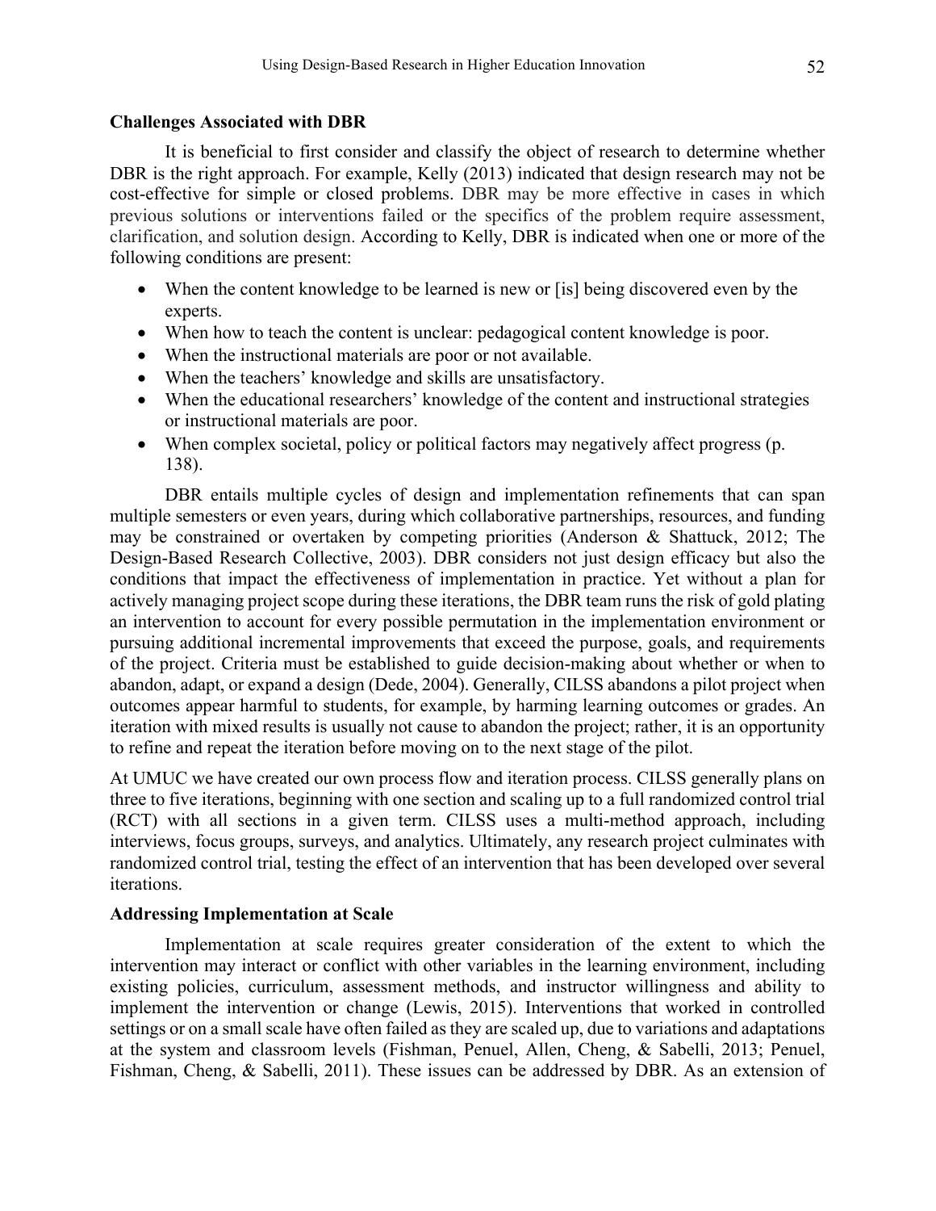**Challenges Associated with DBR**

It is beneficial to first consider and classify the object of research to determine whether DBR is the right approach. For example, Kelly (2013) indicated that design research may not be cost-effective for simple or closed problems. DBR may be more effective in cases in which previous solutions or interventions failed or the specifics of the problem require assessment, clarification, and solution design. According to Kelly, DBR is indicated when one or more of the following conditions are present:

- When the content knowledge to be learned is new or [is] being discovered even by the experts.
- When how to teach the content is unclear: pedagogical content knowledge is poor.
- When the instructional materials are poor or not available.
- When the teachers' knowledge and skills are unsatisfactory.
- When the educational researchers' knowledge of the content and instructional strategies or instructional materials are poor.
- When complex societal, policy or political factors may negatively affect progress (p. 138).

DBR entails multiple cycles of design and implementation refinements that can span multiple semesters or even years, during which collaborative partnerships, resources, and funding may be constrained or overtaken by competing priorities (Anderson & Shattuck, 2012; The Design-Based Research Collective, 2003). DBR considers not just design efficacy but also the conditions that impact the effectiveness of implementation in practice. Yet without a plan for actively managing project scope during these iterations, the DBR team runs the risk of gold plating an intervention to account for every possible permutation in the implementation environment or pursuing additional incremental improvements that exceed the purpose, goals, and requirements of the project. Criteria must be established to guide decision-making about whether or when to abandon, adapt, or expand a design (Dede, 2004). Generally, CILSS abandons a pilot project when outcomes appear harmful to students, for example, by harming learning outcomes or grades. An iteration with mixed results is usually not cause to abandon the project; rather, it is an opportunity to refine and repeat the iteration before moving on to the next stage of the pilot.

At UMUC we have created our own process flow and iteration process. CILSS generally plans on three to five iterations, beginning with one section and scaling up to a full randomized control trial (RCT) with all sections in a given term. CILSS uses a multi-method approach, including interviews, focus groups, surveys, and analytics. Ultimately, any research project culminates with randomized control trial, testing the effect of an intervention that has been developed over several iterations.

**Addressing Implementation at Scale**

Implementation at scale requires greater consideration of the extent to which the intervention may interact or conflict with other variables in the learning environment, including existing policies, curriculum, assessment methods, and instructor willingness and ability to implement the intervention or change (Lewis, 2015). Interventions that worked in controlled settings or on a small scale have often failed as they are scaled up, due to variations and adaptations at the system and classroom levels (Fishman, Penuel, Allen, Cheng, & Sabelli, 2013; Penuel, Fishman, Cheng, & Sabelli, 2011). These issues can be addressed by DBR. As an extension of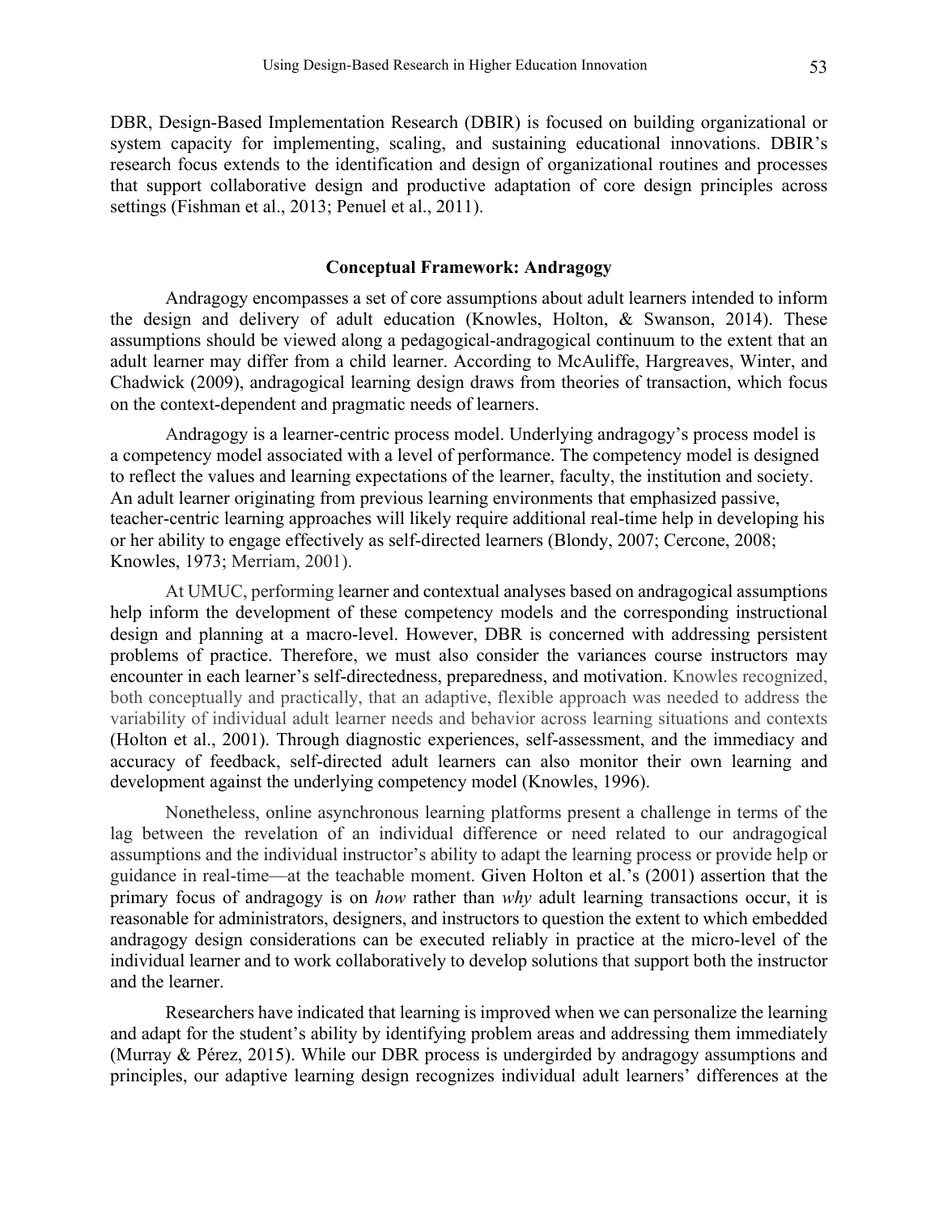DBR, Design-Based Implementation Research (DBIR) is focused on building organizational or system capacity for implementing, scaling, and sustaining educational innovations. DBIR's research focus extends to the identification and design of organizational routines and processes that support collaborative design and productive adaptation of core design principles across settings (Fishman et al., 2013; Penuel et al., 2011).

## Conceptual Framework: Andragogy

Andragogy encompasses a set of core assumptions about adult learners intended to inform the design and delivery of adult education (Knowles, Holton, & Swanson, 2014). These assumptions should be viewed along a pedagogical-andragogical continuum to the extent that an adult learner may differ from a child learner. According to McAuliffe, Hargreaves, Winter, and Chadwick (2009), andragogical learning design draws from theories of transaction, which focus on the context-dependent and pragmatic needs of learners.

Andragogy is a learner-centric process model. Underlying andragogy's process model is a competency model associated with a level of performance. The competency model is designed to reflect the values and learning expectations of the learner, faculty, the institution and society. An adult learner originating from previous learning environments that emphasized passive, teacher-centric learning approaches will likely require additional real-time help in developing his or her ability to engage effectively as self-directed learners (Blondy, 2007; Cercone, 2008; Knowles, 1973; Merriam, 2001).

At UMUC, performing learner and contextual analyses based on andragogical assumptions help inform the development of these competency models and the corresponding instructional design and planning at a macro-level. However, DBR is concerned with addressing persistent problems of practice. Therefore, we must also consider the variances course instructors may encounter in each learner's self-directedness, preparedness, and motivation. Knowles recognized, both conceptually and practically, that an adaptive, flexible approach was needed to address the variability of individual adult learner needs and behavior across learning situations and contexts (Holton et al., 2001). Through diagnostic experiences, self-assessment, and the immediacy and accuracy of feedback, self-directed adult learners can also monitor their own learning and development against the underlying competency model (Knowles, 1996).

Nonetheless, online asynchronous learning platforms present a challenge in terms of the lag between the revelation of an individual difference or need related to our andragogical assumptions and the individual instructor's ability to adapt the learning process or provide help or guidance in real-time—at the teachable moment. Given Holton et al.'s (2001) assertion that the primary focus of andragogy is on *how* rather than *why* adult learning transactions occur, it is reasonable for administrators, designers, and instructors to question the extent to which embedded andragogy design considerations can be executed reliably in practice at the micro-level of the individual learner and to work collaboratively to develop solutions that support both the instructor and the learner.

Researchers have indicated that learning is improved when we can personalize the learning and adapt for the student's ability by identifying problem areas and addressing them immediately (Murray & Pérez, 2015). While our DBR process is undergirded by andragogy assumptions and principles, our adaptive learning design recognizes individual adult learners' differences at the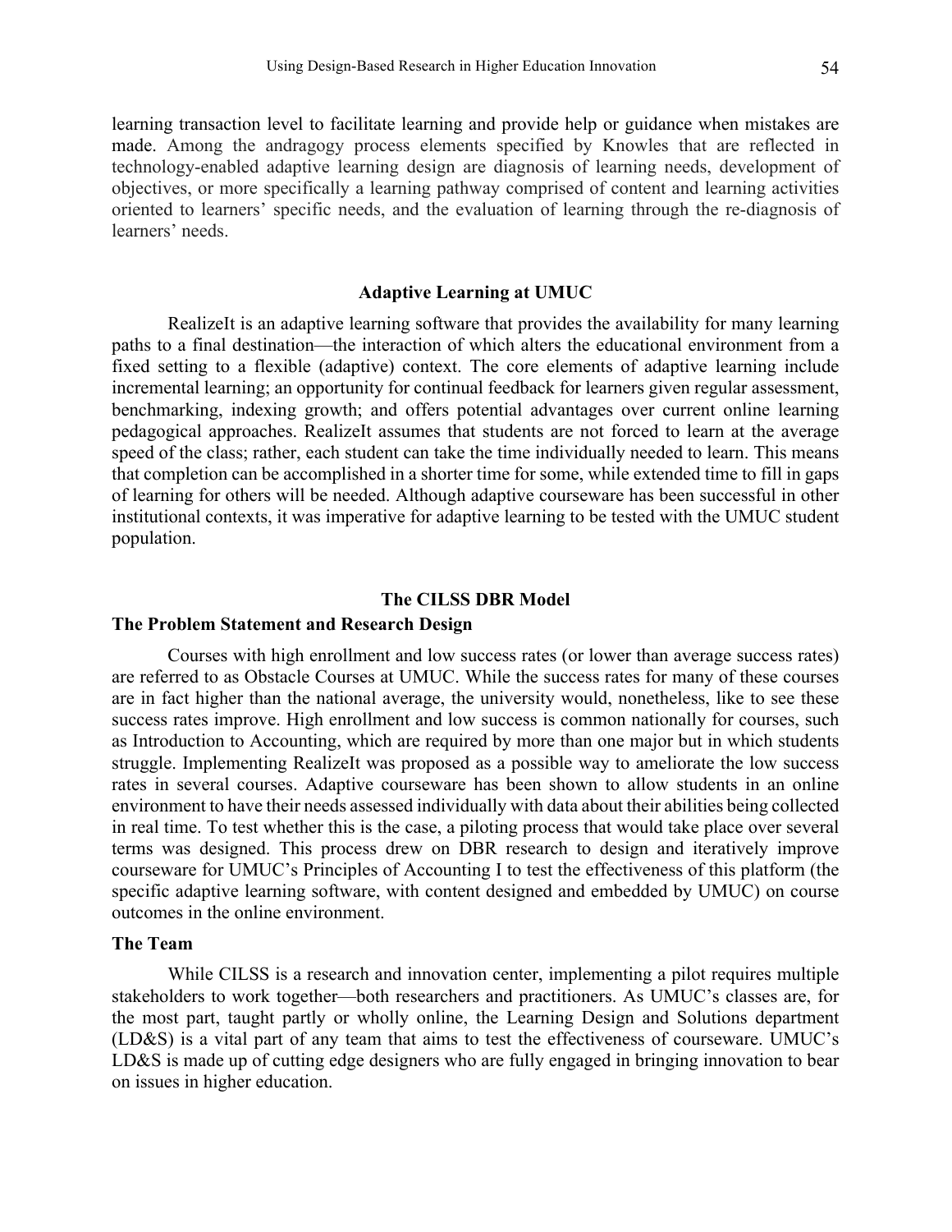learning transaction level to facilitate learning and provide help or guidance when mistakes are made. Among the andragogy process elements specified by Knowles that are reflected in technology-enabled adaptive learning design are diagnosis of learning needs, development of objectives, or more specifically a learning pathway comprised of content and learning activities oriented to learners' specific needs, and the evaluation of learning through the re-diagnosis of learners' needs.

## Adaptive Learning at UMUC

RealizeIt is an adaptive learning software that provides the availability for many learning paths to a final destination—the interaction of which alters the educational environment from a fixed setting to a flexible (adaptive) context. The core elements of adaptive learning include incremental learning; an opportunity for continual feedback for learners given regular assessment, benchmarking, indexing growth; and offers potential advantages over current online learning pedagogical approaches. RealizeIt assumes that students are not forced to learn at the average speed of the class; rather, each student can take the time individually needed to learn. This means that completion can be accomplished in a shorter time for some, while extended time to fill in gaps of learning for others will be needed. Although adaptive courseware has been successful in other institutional contexts, it was imperative for adaptive learning to be tested with the UMUC student population.

## The CILSS DBR Model

### The Problem Statement and Research Design

Courses with high enrollment and low success rates (or lower than average success rates) are referred to as Obstacle Courses at UMUC. While the success rates for many of these courses are in fact higher than the national average, the university would, nonetheless, like to see these success rates improve. High enrollment and low success is common nationally for courses, such as Introduction to Accounting, which are required by more than one major but in which students struggle. Implementing RealizeIt was proposed as a possible way to ameliorate the low success rates in several courses. Adaptive courseware has been shown to allow students in an online environment to have their needs assessed individually with data about their abilities being collected in real time. To test whether this is the case, a piloting process that would take place over several terms was designed. This process drew on DBR research to design and iteratively improve courseware for UMUC's Principles of Accounting I to test the effectiveness of this platform (the specific adaptive learning software, with content designed and embedded by UMUC) on course outcomes in the online environment.

### The Team

While CILSS is a research and innovation center, implementing a pilot requires multiple stakeholders to work together—both researchers and practitioners. As UMUC's classes are, for the most part, taught partly or wholly online, the Learning Design and Solutions department (LD&S) is a vital part of any team that aims to test the effectiveness of courseware. UMUC's LD&S is made up of cutting edge designers who are fully engaged in bringing innovation to bear on issues in higher education.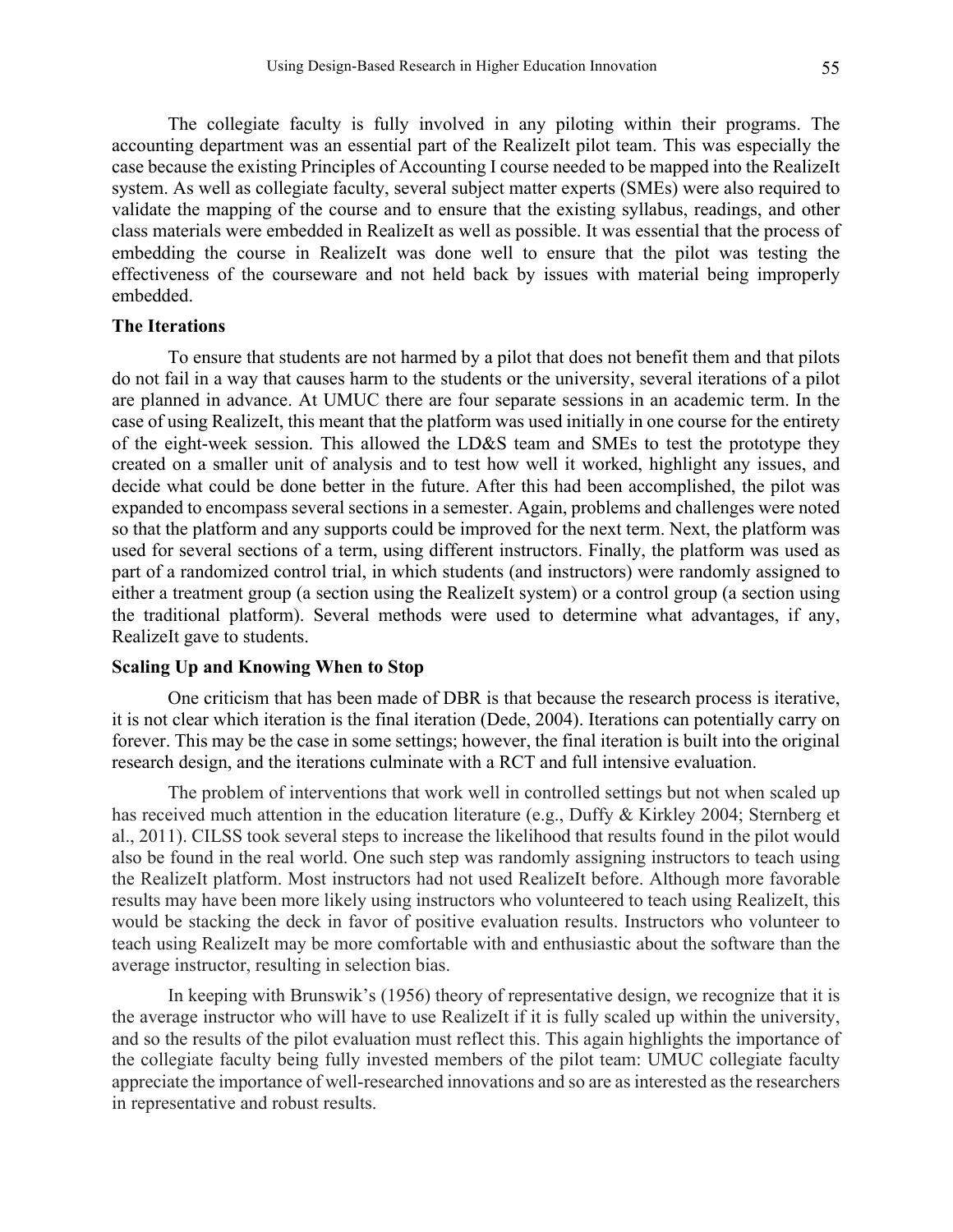The collegiate faculty is fully involved in any piloting within their programs. The accounting department was an essential part of the RealizeIt pilot team. This was especially the case because the existing Principles of Accounting I course needed to be mapped into the RealizeIt system. As well as collegiate faculty, several subject matter experts (SMEs) were also required to validate the mapping of the course and to ensure that the existing syllabus, readings, and other class materials were embedded in RealizeIt as well as possible. It was essential that the process of embedding the course in RealizeIt was done well to ensure that the pilot was testing the effectiveness of the courseware and not held back by issues with material being improperly embedded.

### The Iterations

To ensure that students are not harmed by a pilot that does not benefit them and that pilots do not fail in a way that causes harm to the students or the university, several iterations of a pilot are planned in advance. At UMUC there are four separate sessions in an academic term. In the case of using RealizeIt, this meant that the platform was used initially in one course for the entirety of the eight-week session. This allowed the LD&S team and SMEs to test the prototype they created on a smaller unit of analysis and to test how well it worked, highlight any issues, and decide what could be done better in the future. After this had been accomplished, the pilot was expanded to encompass several sections in a semester. Again, problems and challenges were noted so that the platform and any supports could be improved for the next term. Next, the platform was used for several sections of a term, using different instructors. Finally, the platform was used as part of a randomized control trial, in which students (and instructors) were randomly assigned to either a treatment group (a section using the RealizeIt system) or a control group (a section using the traditional platform). Several methods were used to determine what advantages, if any, RealizeIt gave to students.

### Scaling Up and Knowing When to Stop

One criticism that has been made of DBR is that because the research process is iterative, it is not clear which iteration is the final iteration (Dede, 2004). Iterations can potentially carry on forever. This may be the case in some settings; however, the final iteration is built into the original research design, and the iterations culminate with a RCT and full intensive evaluation.

The problem of interventions that work well in controlled settings but not when scaled up has received much attention in the education literature (e.g., Duffy & Kirkley 2004; Sternberg et al., 2011). CILSS took several steps to increase the likelihood that results found in the pilot would also be found in the real world. One such step was randomly assigning instructors to teach using the RealizeIt platform. Most instructors had not used RealizeIt before. Although more favorable results may have been more likely using instructors who volunteered to teach using RealizeIt, this would be stacking the deck in favor of positive evaluation results. Instructors who volunteer to teach using RealizeIt may be more comfortable with and enthusiastic about the software than the average instructor, resulting in selection bias.

In keeping with Brunswik's (1956) theory of representative design, we recognize that it is the average instructor who will have to use RealizeIt if it is fully scaled up within the university, and so the results of the pilot evaluation must reflect this. This again highlights the importance of the collegiate faculty being fully invested members of the pilot team: UMUC collegiate faculty appreciate the importance of well-researched innovations and so are as interested as the researchers in representative and robust results.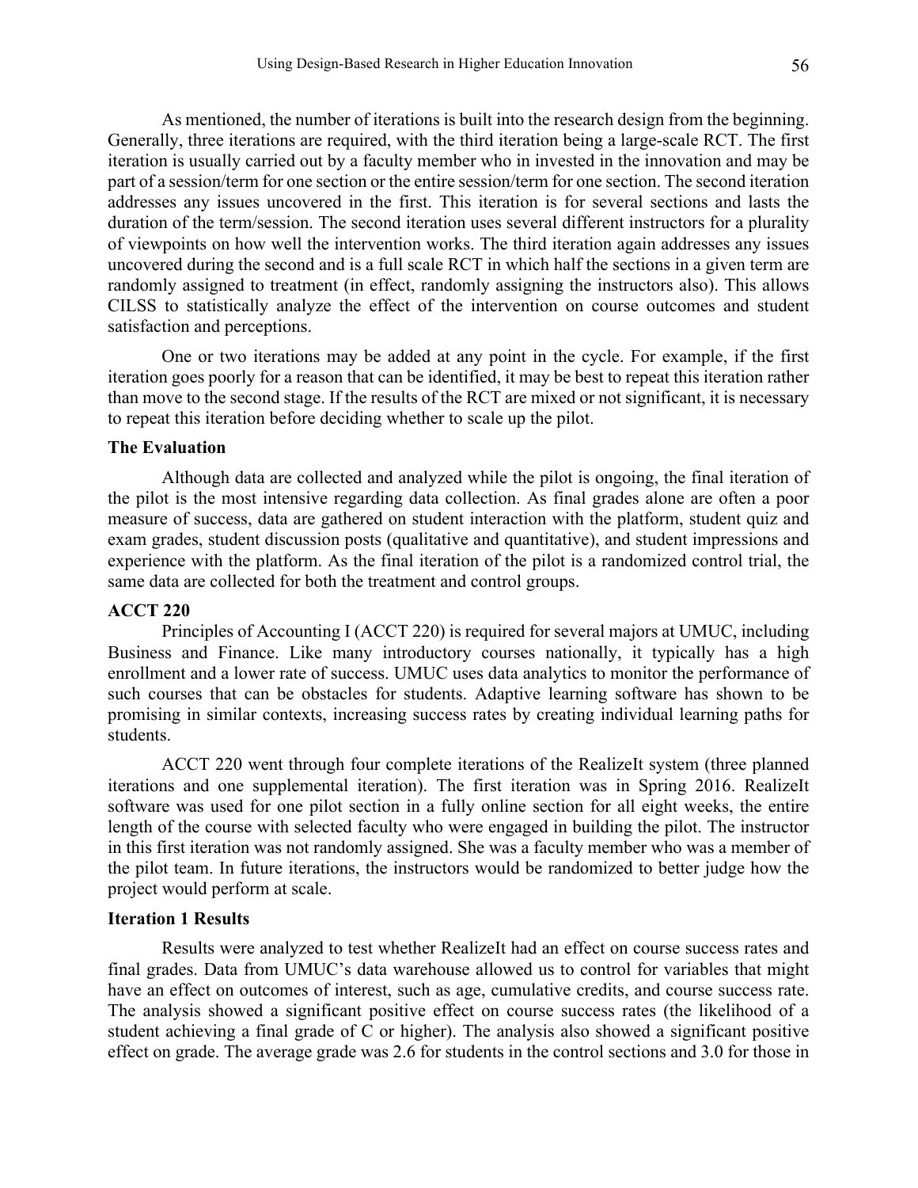As mentioned, the number of iterations is built into the research design from the beginning. Generally, three iterations are required, with the third iteration being a large-scale RCT. The first iteration is usually carried out by a faculty member who in invested in the innovation and may be part of a session/term for one section or the entire session/term for one section. The second iteration addresses any issues uncovered in the first. This iteration is for several sections and lasts the duration of the term/session. The second iteration uses several different instructors for a plurality of viewpoints on how well the intervention works. The third iteration again addresses any issues uncovered during the second and is a full scale RCT in which half the sections in a given term are randomly assigned to treatment (in effect, randomly assigning the instructors also). This allows CILSS to statistically analyze the effect of the intervention on course outcomes and student satisfaction and perceptions.

One or two iterations may be added at any point in the cycle. For example, if the first iteration goes poorly for a reason that can be identified, it may be best to repeat this iteration rather than move to the second stage. If the results of the RCT are mixed or not significant, it is necessary to repeat this iteration before deciding whether to scale up the pilot.

**The Evaluation**

Although data are collected and analyzed while the pilot is ongoing, the final iteration of the pilot is the most intensive regarding data collection. As final grades alone are often a poor measure of success, data are gathered on student interaction with the platform, student quiz and exam grades, student discussion posts (qualitative and quantitative), and student impressions and experience with the platform. As the final iteration of the pilot is a randomized control trial, the same data are collected for both the treatment and control groups.

**ACCT 220**

Principles of Accounting I (ACCT 220) is required for several majors at UMUC, including Business and Finance. Like many introductory courses nationally, it typically has a high enrollment and a lower rate of success. UMUC uses data analytics to monitor the performance of such courses that can be obstacles for students. Adaptive learning software has shown to be promising in similar contexts, increasing success rates by creating individual learning paths for students.

ACCT 220 went through four complete iterations of the RealizeIt system (three planned iterations and one supplemental iteration). The first iteration was in Spring 2016. RealizeIt software was used for one pilot section in a fully online section for all eight weeks, the entire length of the course with selected faculty who were engaged in building the pilot. The instructor in this first iteration was not randomly assigned. She was a faculty member who was a member of the pilot team. In future iterations, the instructors would be randomized to better judge how the project would perform at scale.

**Iteration 1 Results**

Results were analyzed to test whether RealizeIt had an effect on course success rates and final grades. Data from UMUC's data warehouse allowed us to control for variables that might have an effect on outcomes of interest, such as age, cumulative credits, and course success rate. The analysis showed a significant positive effect on course success rates (the likelihood of a student achieving a final grade of C or higher). The analysis also showed a significant positive effect on grade. The average grade was 2.6 for students in the control sections and 3.0 for those in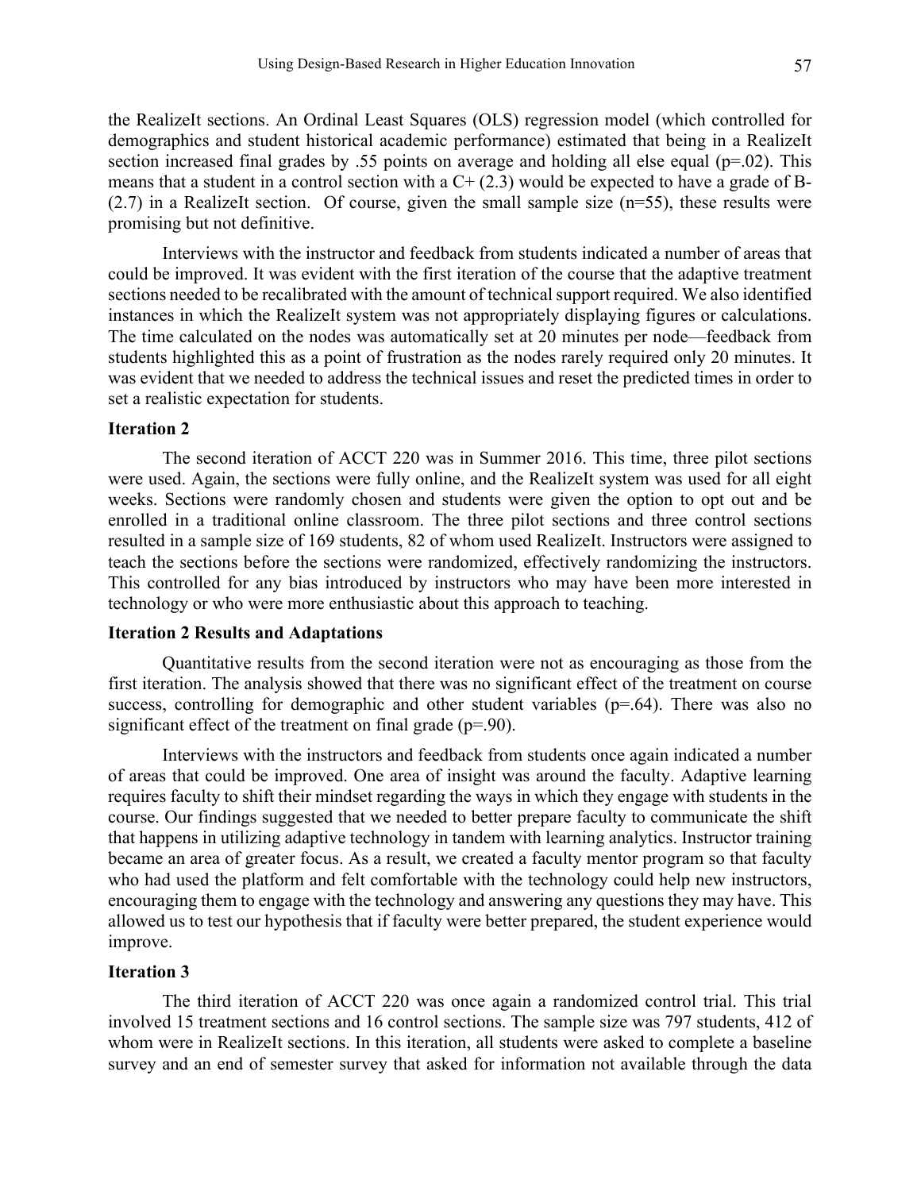the RealizeIt sections. An Ordinal Least Squares (OLS) regression model (which controlled for demographics and student historical academic performance) estimated that being in a RealizeIt section increased final grades by .55 points on average and holding all else equal ($p=.02$). This means that a student in a control section with a C+ (2.3) would be expected to have a grade of B- (2.7) in a RealizeIt section. Of course, given the small sample size ($n=55$), these results were promising but not definitive.

Interviews with the instructor and feedback from students indicated a number of areas that could be improved. It was evident with the first iteration of the course that the adaptive treatment sections needed to be recalibrated with the amount of technical support required. We also identified instances in which the RealizeIt system was not appropriately displaying figures or calculations. The time calculated on the nodes was automatically set at 20 minutes per node—feedback from students highlighted this as a point of frustration as the nodes rarely required only 20 minutes. It was evident that we needed to address the technical issues and reset the predicted times in order to set a realistic expectation for students.

**Iteration 2**

The second iteration of ACCT 220 was in Summer 2016. This time, three pilot sections were used. Again, the sections were fully online, and the RealizeIt system was used for all eight weeks. Sections were randomly chosen and students were given the option to opt out and be enrolled in a traditional online classroom. The three pilot sections and three control sections resulted in a sample size of 169 students, 82 of whom used RealizeIt. Instructors were assigned to teach the sections before the sections were randomized, effectively randomizing the instructors. This controlled for any bias introduced by instructors who may have been more interested in technology or who were more enthusiastic about this approach to teaching.

**Iteration 2 Results and Adaptations**

Quantitative results from the second iteration were not as encouraging as those from the first iteration. The analysis showed that there was no significant effect of the treatment on course success, controlling for demographic and other student variables ($p=.64$). There was also no significant effect of the treatment on final grade ($p=.90$).

Interviews with the instructors and feedback from students once again indicated a number of areas that could be improved. One area of insight was around the faculty. Adaptive learning requires faculty to shift their mindset regarding the ways in which they engage with students in the course. Our findings suggested that we needed to better prepare faculty to communicate the shift that happens in utilizing adaptive technology in tandem with learning analytics. Instructor training became an area of greater focus. As a result, we created a faculty mentor program so that faculty who had used the platform and felt comfortable with the technology could help new instructors, encouraging them to engage with the technology and answering any questions they may have. This allowed us to test our hypothesis that if faculty were better prepared, the student experience would improve.

**Iteration 3**

The third iteration of ACCT 220 was once again a randomized control trial. This trial involved 15 treatment sections and 16 control sections. The sample size was 797 students, 412 of whom were in RealizeIt sections. In this iteration, all students were asked to complete a baseline survey and an end of semester survey that asked for information not available through the data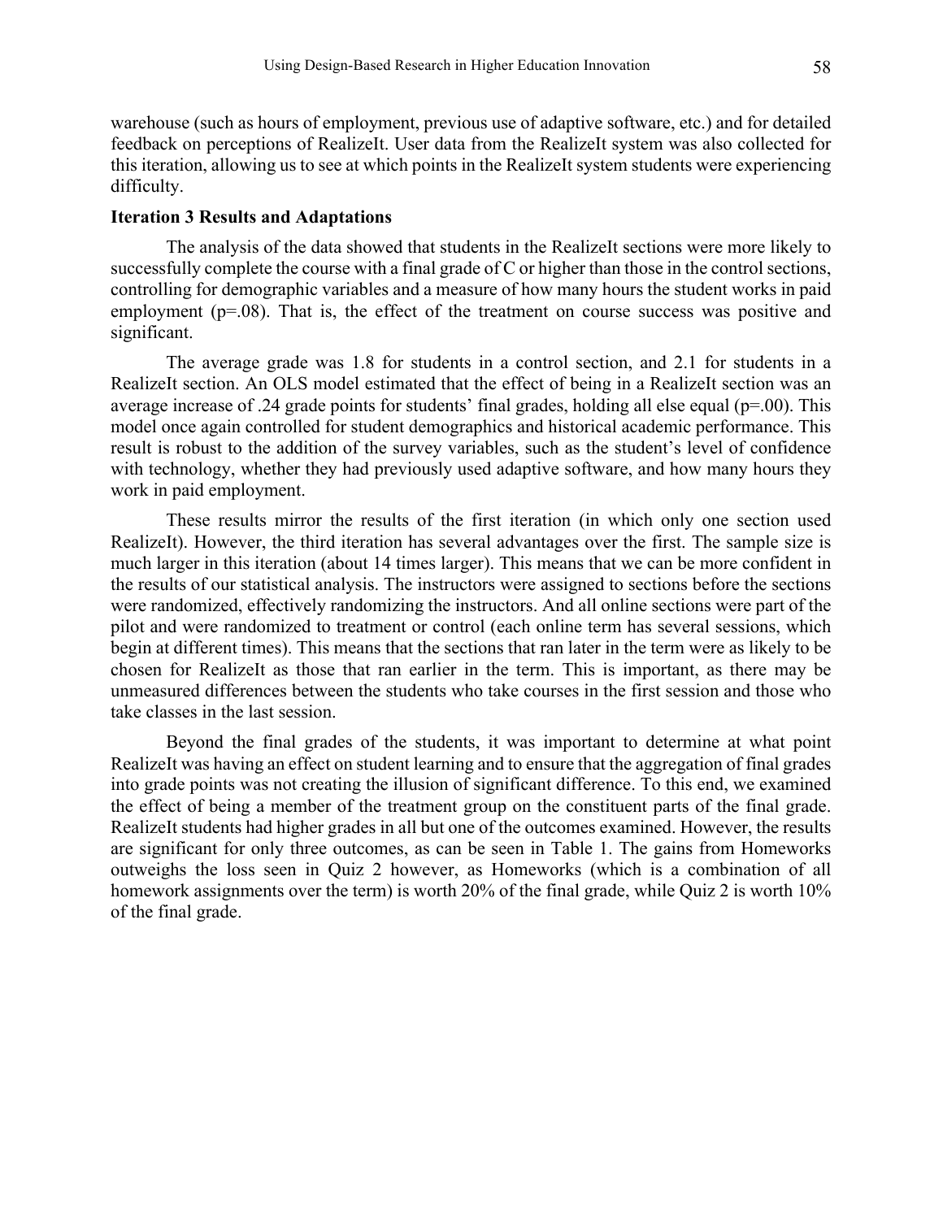warehouse (such as hours of employment, previous use of adaptive software, etc.) and for detailed feedback on perceptions of RealizeIt. User data from the RealizeIt system was also collected for this iteration, allowing us to see at which points in the RealizeIt system students were experiencing difficulty.

**Iteration 3 Results and Adaptations**

The analysis of the data showed that students in the RealizeIt sections were more likely to successfully complete the course with a final grade of C or higher than those in the control sections, controlling for demographic variables and a measure of how many hours the student works in paid employment ($p=.08$). That is, the effect of the treatment on course success was positive and significant.

The average grade was 1.8 for students in a control section, and 2.1 for students in a RealizeIt section. An OLS model estimated that the effect of being in a RealizeIt section was an average increase of .24 grade points for students' final grades, holding all else equal ($p=.00$). This model once again controlled for student demographics and historical academic performance. This result is robust to the addition of the survey variables, such as the student's level of confidence with technology, whether they had previously used adaptive software, and how many hours they work in paid employment.

These results mirror the results of the first iteration (in which only one section used RealizeIt). However, the third iteration has several advantages over the first. The sample size is much larger in this iteration (about 14 times larger). This means that we can be more confident in the results of our statistical analysis. The instructors were assigned to sections before the sections were randomized, effectively randomizing the instructors. And all online sections were part of the pilot and were randomized to treatment or control (each online term has several sessions, which begin at different times). This means that the sections that ran later in the term were as likely to be chosen for RealizeIt as those that ran earlier in the term. This is important, as there may be unmeasured differences between the students who take courses in the first session and those who take classes in the last session.

Beyond the final grades of the students, it was important to determine at what point RealizeIt was having an effect on student learning and to ensure that the aggregation of final grades into grade points was not creating the illusion of significant difference. To this end, we examined the effect of being a member of the treatment group on the constituent parts of the final grade. RealizeIt students had higher grades in all but one of the outcomes examined. However, the results are significant for only three outcomes, as can be seen in Table 1. The gains from Homeworks outweighs the loss seen in Quiz 2 however, as Homeworks (which is a combination of all homework assignments over the term) is worth 20% of the final grade, while Quiz 2 is worth 10% of the final grade.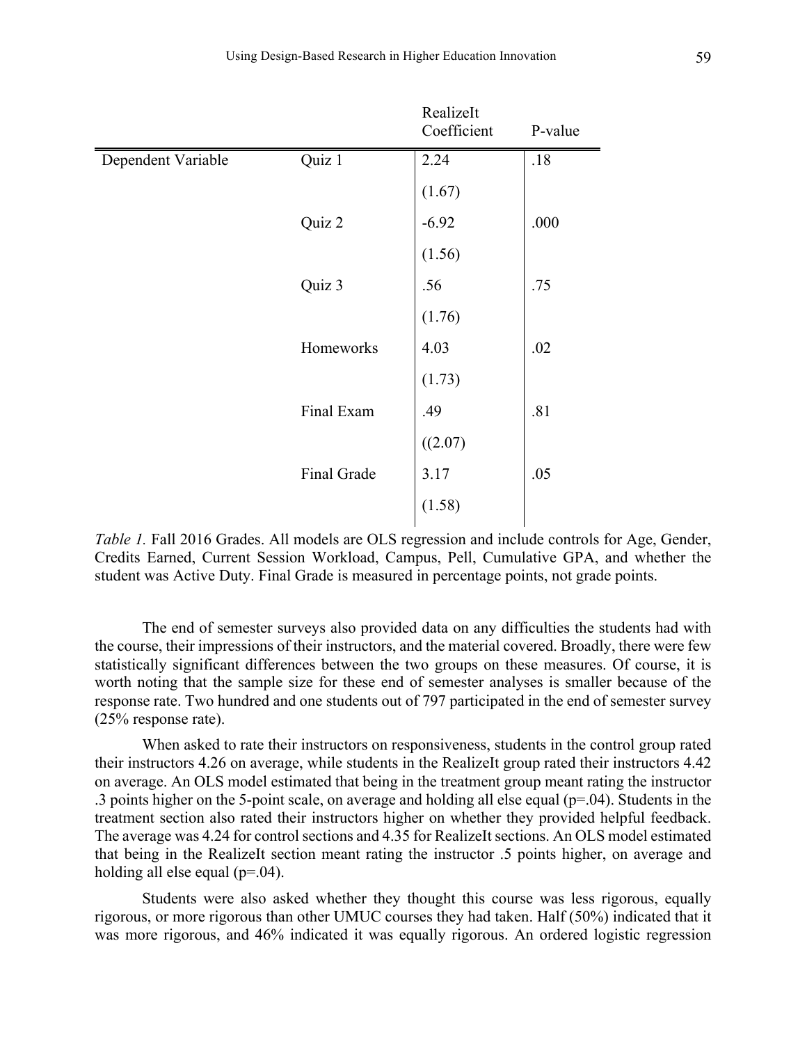| | | RealizeIt Coefficient | P-value |
|---|---|---|---|
| Dependent Variable | Quiz 1 | 2.24 | .18 |
| | | (1.67) | |
| | Quiz 2 | -6.92 | .000 |
| | | (1.56) | |
| | Quiz 3 | .56 | .75 |
| | | (1.76) | |
| | Homeworks | 4.03 | .02 |
| | | (1.73) | |
| | Final Exam | .49 | .81 |
| | | ((2.07) | |
| | Final Grade | 3.17 | .05 |
| | | (1.58) | |

*Table 1.* Fall 2016 Grades. All models are OLS regression and include controls for Age, Gender, Credits Earned, Current Session Workload, Campus, Pell, Cumulative GPA, and whether the student was Active Duty. Final Grade is measured in percentage points, not grade points.

The end of semester surveys also provided data on any difficulties the students had with the course, their impressions of their instructors, and the material covered. Broadly, there were few statistically significant differences between the two groups on these measures. Of course, it is worth noting that the sample size for these end of semester analyses is smaller because of the response rate. Two hundred and one students out of 797 participated in the end of semester survey (25% response rate).

When asked to rate their instructors on responsiveness, students in the control group rated their instructors 4.26 on average, while students in the RealizeIt group rated their instructors 4.42 on average. An OLS model estimated that being in the treatment group meant rating the instructor .3 points higher on the 5-point scale, on average and holding all else equal ($p=.04$). Students in the treatment section also rated their instructors higher on whether they provided helpful feedback. The average was 4.24 for control sections and 4.35 for RealizeIt sections. An OLS model estimated that being in the RealizeIt section meant rating the instructor .5 points higher, on average and holding all else equal ($p=.04$).

Students were also asked whether they thought this course was less rigorous, equally rigorous, or more rigorous than other UMUC courses they had taken. Half (50%) indicated that it was more rigorous, and 46% indicated it was equally rigorous. An ordered logistic regression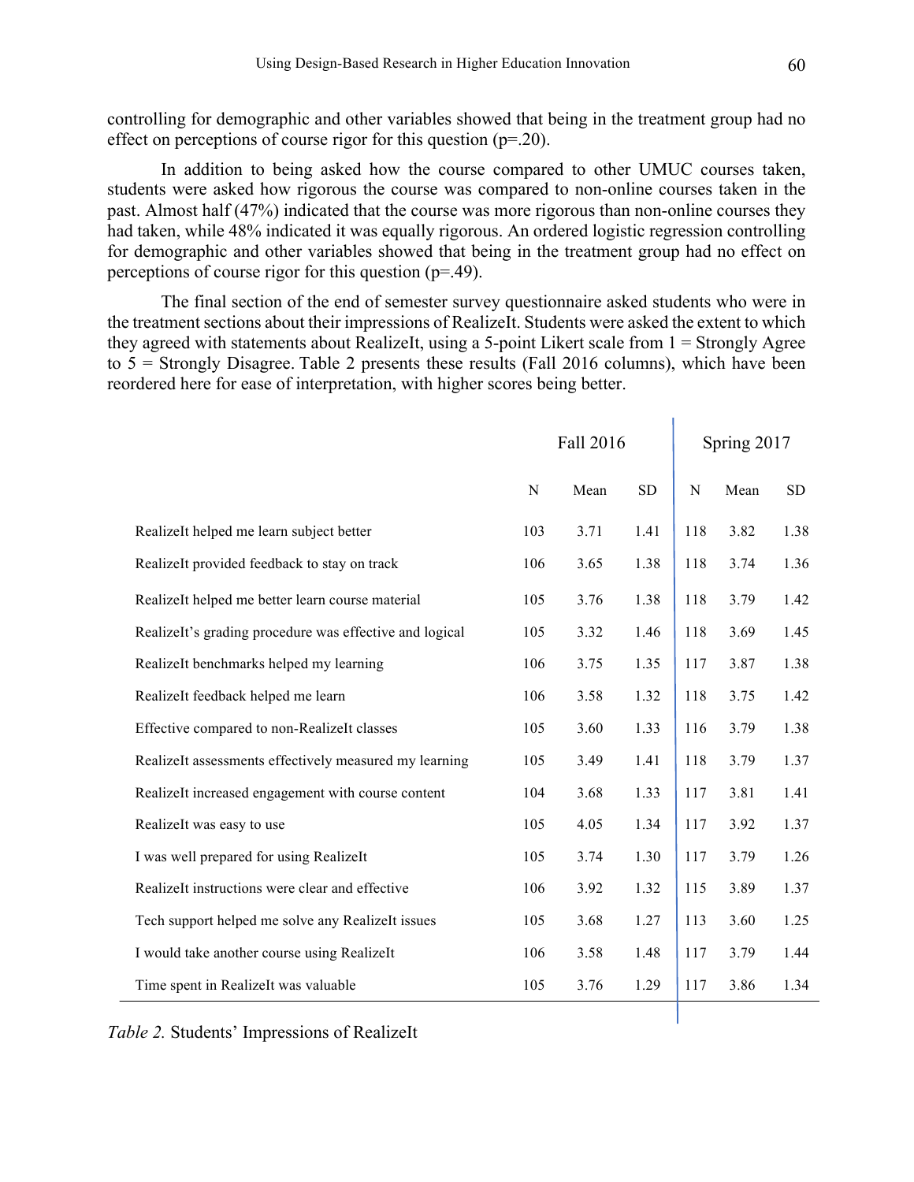controlling for demographic and other variables showed that being in the treatment group had no effect on perceptions of course rigor for this question (p=.20).

In addition to being asked how the course compared to other UMUC courses taken, students were asked how rigorous the course was compared to non-online courses taken in the past. Almost half (47%) indicated that the course was more rigorous than non-online courses they had taken, while 48% indicated it was equally rigorous. An ordered logistic regression controlling for demographic and other variables showed that being in the treatment group had no effect on perceptions of course rigor for this question (p=.49).

The final section of the end of semester survey questionnaire asked students who were in the treatment sections about their impressions of RealizeIt. Students were asked the extent to which they agreed with statements about RealizeIt, using a 5-point Likert scale from 1 = Strongly Agree to 5 = Strongly Disagree. Table 2 presents these results (Fall 2016 columns), which have been reordered here for ease of interpretation, with higher scores being better.

| | Fall 2016 | | | Spring 2017 | | |
|---|---|---|---|---|---|---|
| | N | Mean | SD | N | Mean | SD |
| RealizeIt helped me learn subject better | 103 | 3.71 | 1.41 | 118 | 3.82 | 1.38 |
| RealizeIt provided feedback to stay on track | 106 | 3.65 | 1.38 | 118 | 3.74 | 1.36 |
| RealizeIt helped me better learn course material | 105 | 3.76 | 1.38 | 118 | 3.79 | 1.42 |
| RealizeIt's grading procedure was effective and logical | 105 | 3.32 | 1.46 | 118 | 3.69 | 1.45 |
| RealizeIt benchmarks helped my learning | 106 | 3.75 | 1.35 | 117 | 3.87 | 1.38 |
| RealizeIt feedback helped me learn | 106 | 3.58 | 1.32 | 118 | 3.75 | 1.42 |
| Effective compared to non-RealizeIt classes | 105 | 3.60 | 1.33 | 116 | 3.79 | 1.38 |
| RealizeIt assessments effectively measured my learning | 105 | 3.49 | 1.41 | 118 | 3.79 | 1.37 |
| RealizeIt increased engagement with course content | 104 | 3.68 | 1.33 | 117 | 3.81 | 1.41 |
| RealizeIt was easy to use | 105 | 4.05 | 1.34 | 117 | 3.92 | 1.37 |
| I was well prepared for using RealizeIt | 105 | 3.74 | 1.30 | 117 | 3.79 | 1.26 |
| RealizeIt instructions were clear and effective | 106 | 3.92 | 1.32 | 115 | 3.89 | 1.37 |
| Tech support helped me solve any RealizeIt issues | 105 | 3.68 | 1.27 | 113 | 3.60 | 1.25 |
| I would take another course using RealizeIt | 106 | 3.58 | 1.48 | 117 | 3.79 | 1.44 |
| Time spent in RealizeIt was valuable | 105 | 3.76 | 1.29 | 117 | 3.86 | 1.34 |

*Table 2.* Students' Impressions of RealizeIt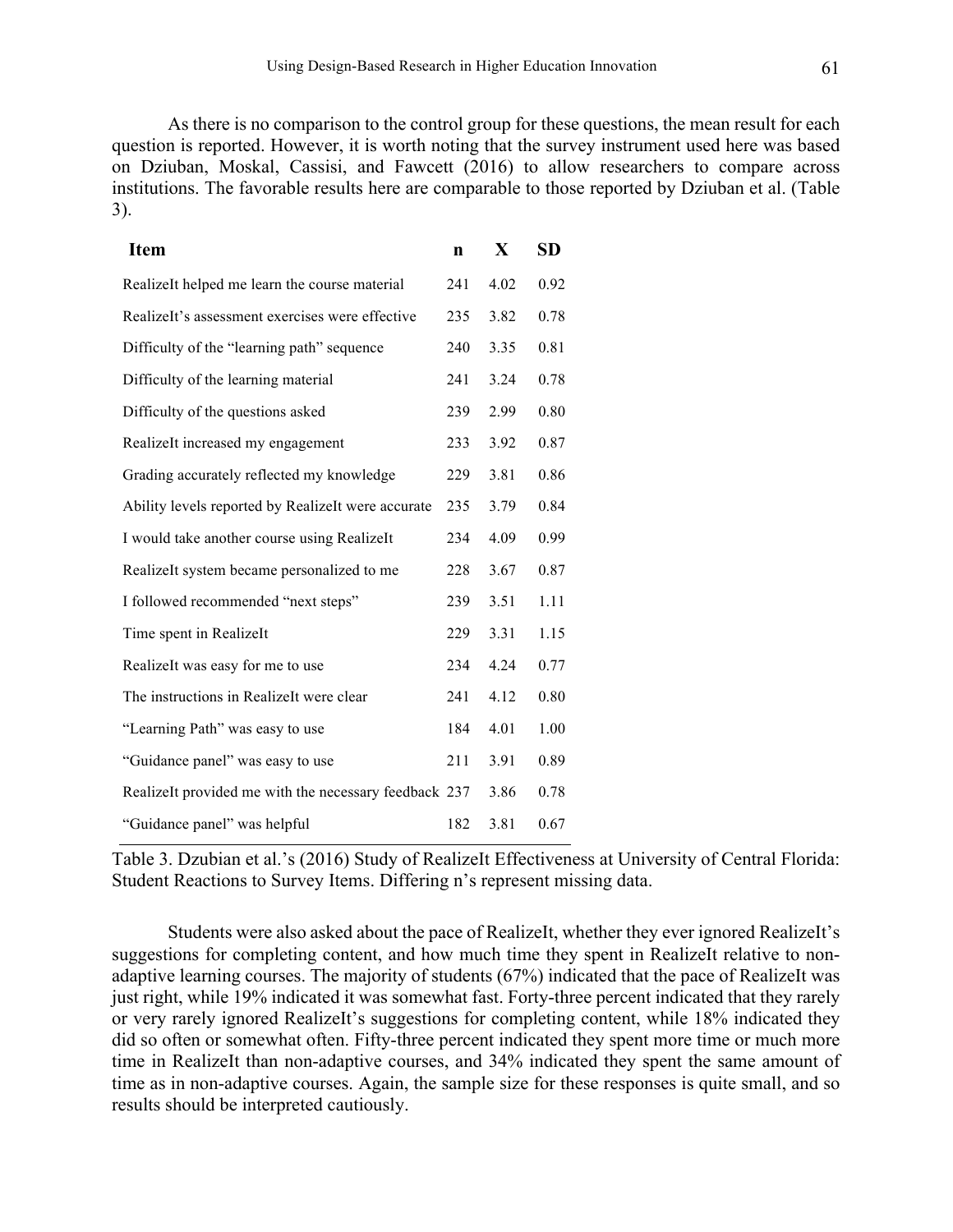As there is no comparison to the control group for these questions, the mean result for each question is reported. However, it is worth noting that the survey instrument used here was based on Dziuban, Moskal, Cassisi, and Fawcett (2016) to allow researchers to compare across institutions. The favorable results here are comparable to those reported by Dziuban et al. (Table 3).

| Item | n | X | SD |
|---|---|---|---|
| RealizeIt helped me learn the course material | 241 | 4.02 | 0.92 |
| RealizeIt's assessment exercises were effective | 235 | 3.82 | 0.78 |
| Difficulty of the "learning path" sequence | 240 | 3.35 | 0.81 |
| Difficulty of the learning material | 241 | 3.24 | 0.78 |
| Difficulty of the questions asked | 239 | 2.99 | 0.80 |
| RealizeIt increased my engagement | 233 | 3.92 | 0.87 |
| Grading accurately reflected my knowledge | 229 | 3.81 | 0.86 |
| Ability levels reported by RealizeIt were accurate | 235 | 3.79 | 0.84 |
| I would take another course using RealizeIt | 234 | 4.09 | 0.99 |
| RealizeIt system became personalized to me | 228 | 3.67 | 0.87 |
| I followed recommended "next steps" | 239 | 3.51 | 1.11 |
| Time spent in RealizeIt | 229 | 3.31 | 1.15 |
| RealizeIt was easy for me to use | 234 | 4.24 | 0.77 |
| The instructions in RealizeIt were clear | 241 | 4.12 | 0.80 |
| "Learning Path" was easy to use | 184 | 4.01 | 1.00 |
| "Guidance panel" was easy to use | 211 | 3.91 | 0.89 |
| RealizeIt provided me with the necessary feedback | 237 | 3.86 | 0.78 |
| "Guidance panel" was helpful | 182 | 3.81 | 0.67 |

Table 3. Dzubian et al.'s (2016) Study of RealizeIt Effectiveness at University of Central Florida: Student Reactions to Survey Items. Differing n's represent missing data.

Students were also asked about the pace of RealizeIt, whether they ever ignored RealizeIt's suggestions for completing content, and how much time they spent in RealizeIt relative to non-adaptive learning courses. The majority of students (67%) indicated that the pace of RealizeIt was just right, while 19% indicated it was somewhat fast. Forty-three percent indicated that they rarely or very rarely ignored RealizeIt's suggestions for completing content, while 18% indicated they did so often or somewhat often. Fifty-three percent indicated they spent more time or much more time in RealizeIt than non-adaptive courses, and 34% indicated they spent the same amount of time as in non-adaptive courses. Again, the sample size for these responses is quite small, and so results should be interpreted cautiously.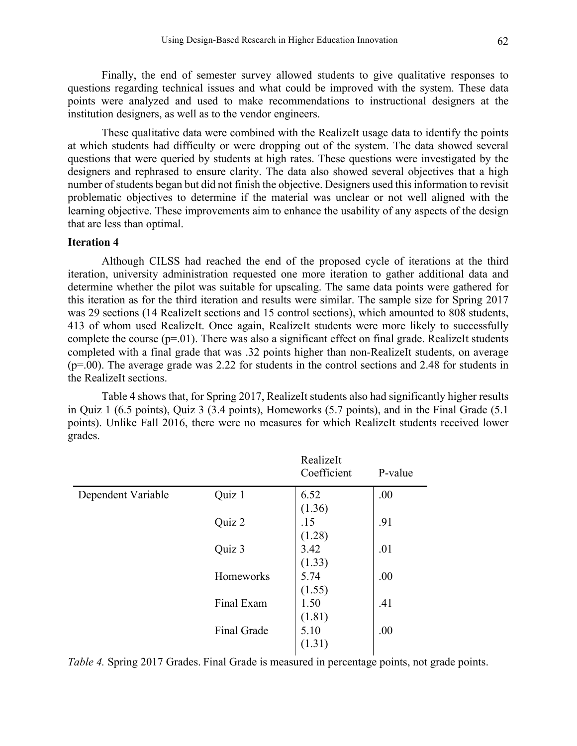Finally, the end of semester survey allowed students to give qualitative responses to questions regarding technical issues and what could be improved with the system. These data points were analyzed and used to make recommendations to instructional designers at the institution designers, as well as to the vendor engineers.

These qualitative data were combined with the RealizeIt usage data to identify the points at which students had difficulty or were dropping out of the system. The data showed several questions that were queried by students at high rates. These questions were investigated by the designers and rephrased to ensure clarity. The data also showed several objectives that a high number of students began but did not finish the objective. Designers used this information to revisit problematic objectives to determine if the material was unclear or not well aligned with the learning objective. These improvements aim to enhance the usability of any aspects of the design that are less than optimal.

**Iteration 4**

Although CILSS had reached the end of the proposed cycle of iterations at the third iteration, university administration requested one more iteration to gather additional data and determine whether the pilot was suitable for upscaling. The same data points were gathered for this iteration as for the third iteration and results were similar. The sample size for Spring 2017 was 29 sections (14 RealizeIt sections and 15 control sections), which amounted to 808 students, 413 of whom used RealizeIt. Once again, RealizeIt students were more likely to successfully complete the course ($p=.01$). There was also a significant effect on final grade. RealizeIt students completed with a final grade that was .32 points higher than non-RealizeIt students, on average ($p=.00$). The average grade was 2.22 for students in the control sections and 2.48 for students in the RealizeIt sections.

Table 4 shows that, for Spring 2017, RealizeIt students also had significantly higher results in Quiz 1 (6.5 points), Quiz 3 (3.4 points), Homeworks (5.7 points), and in the Final Grade (5.1 points). Unlike Fall 2016, there were no measures for which RealizeIt students received lower grades.

| | | RealizeIt Coefficient | P-value |
|---|---|---|---|
| Dependent Variable | Quiz 1 | 6.52 (1.36) | .00 |
| | Quiz 2 | .15 (1.28) | .91 |
| | Quiz 3 | 3.42 (1.33) | .01 |
| | Homeworks | 5.74 (1.55) | .00 |
| | Final Exam | 1.50 (1.81) | .41 |
| | Final Grade | 5.10 (1.31) | .00 |

*Table 4.* Spring 2017 Grades. Final Grade is measured in percentage points, not grade points.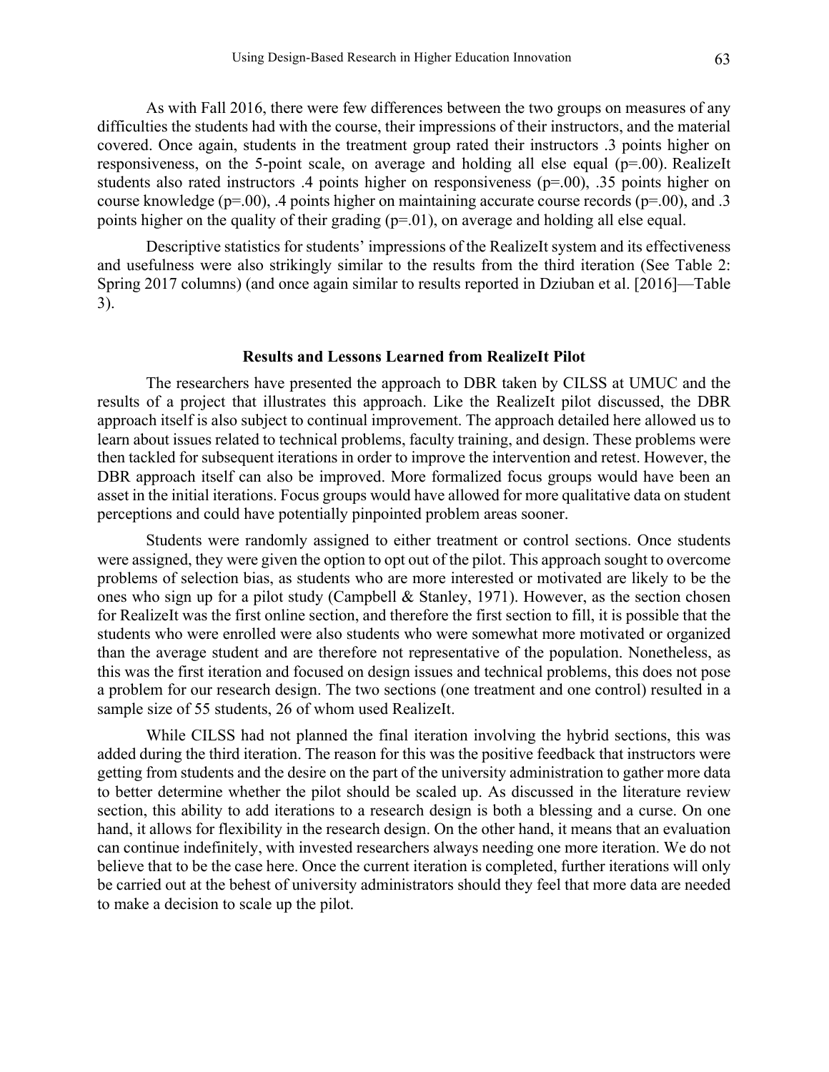As with Fall 2016, there were few differences between the two groups on measures of any difficulties the students had with the course, their impressions of their instructors, and the material covered. Once again, students in the treatment group rated their instructors .3 points higher on responsiveness, on the 5-point scale, on average and holding all else equal (p=.00). RealizeIt students also rated instructors .4 points higher on responsiveness (p=.00), .35 points higher on course knowledge (p=.00), .4 points higher on maintaining accurate course records (p=.00), and .3 points higher on the quality of their grading (p=.01), on average and holding all else equal.

Descriptive statistics for students' impressions of the RealizeIt system and its effectiveness and usefulness were also strikingly similar to the results from the third iteration (See Table 2: Spring 2017 columns) (and once again similar to results reported in Dziuban et al. [2016]—Table 3).

## Results and Lessons Learned from RealizeIt Pilot

The researchers have presented the approach to DBR taken by CILSS at UMUC and the results of a project that illustrates this approach. Like the RealizeIt pilot discussed, the DBR approach itself is also subject to continual improvement. The approach detailed here allowed us to learn about issues related to technical problems, faculty training, and design. These problems were then tackled for subsequent iterations in order to improve the intervention and retest. However, the DBR approach itself can also be improved. More formalized focus groups would have been an asset in the initial iterations. Focus groups would have allowed for more qualitative data on student perceptions and could have potentially pinpointed problem areas sooner.

Students were randomly assigned to either treatment or control sections. Once students were assigned, they were given the option to opt out of the pilot. This approach sought to overcome problems of selection bias, as students who are more interested or motivated are likely to be the ones who sign up for a pilot study (Campbell & Stanley, 1971). However, as the section chosen for RealizeIt was the first online section, and therefore the first section to fill, it is possible that the students who were enrolled were also students who were somewhat more motivated or organized than the average student and are therefore not representative of the population. Nonetheless, as this was the first iteration and focused on design issues and technical problems, this does not pose a problem for our research design. The two sections (one treatment and one control) resulted in a sample size of 55 students, 26 of whom used RealizeIt.

While CILSS had not planned the final iteration involving the hybrid sections, this was added during the third iteration. The reason for this was the positive feedback that instructors were getting from students and the desire on the part of the university administration to gather more data to better determine whether the pilot should be scaled up. As discussed in the literature review section, this ability to add iterations to a research design is both a blessing and a curse. On one hand, it allows for flexibility in the research design. On the other hand, it means that an evaluation can continue indefinitely, with invested researchers always needing one more iteration. We do not believe that to be the case here. Once the current iteration is completed, further iterations will only be carried out at the behest of university administrators should they feel that more data are needed to make a decision to scale up the pilot.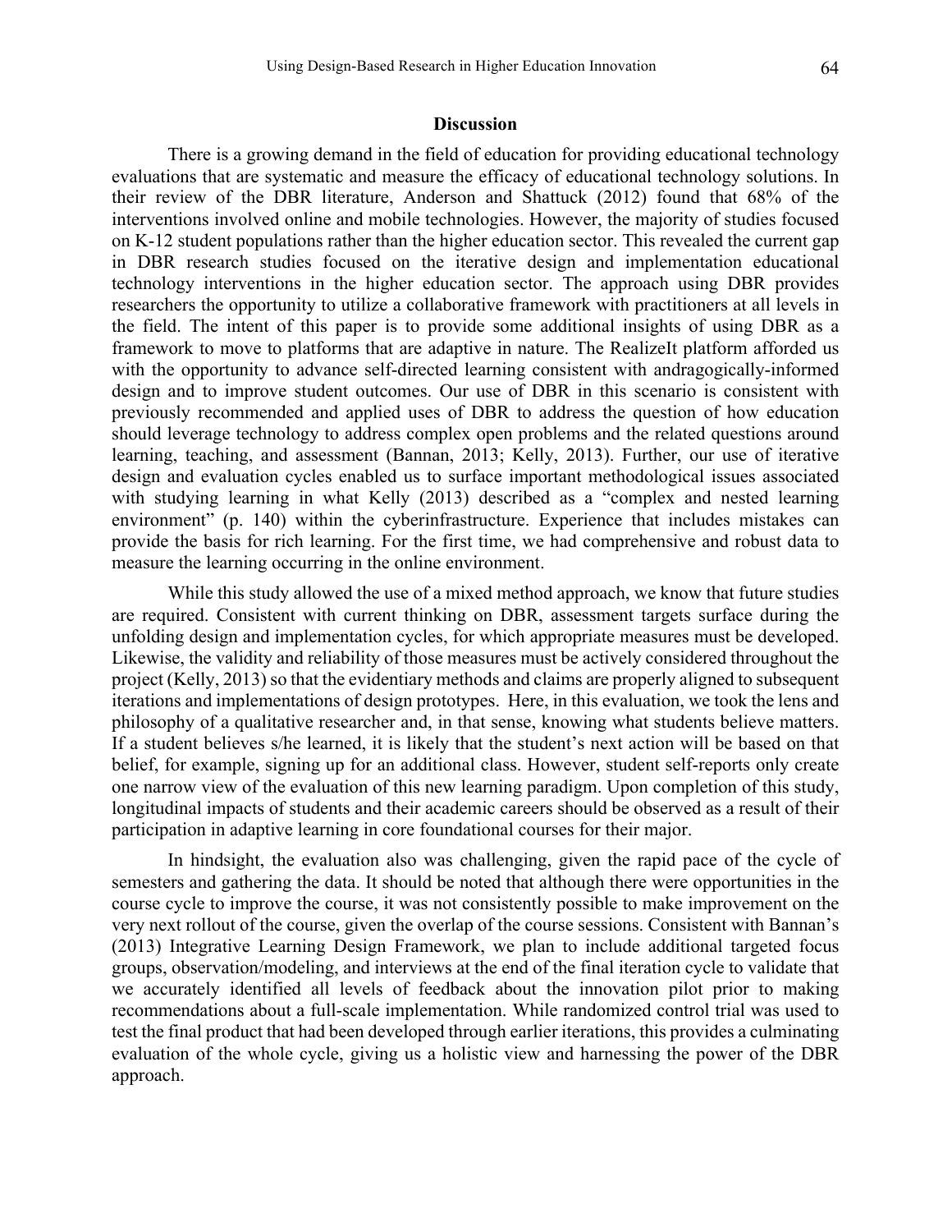## Discussion

There is a growing demand in the field of education for providing educational technology evaluations that are systematic and measure the efficacy of educational technology solutions. In their review of the DBR literature, Anderson and Shattuck (2012) found that 68% of the interventions involved online and mobile technologies. However, the majority of studies focused on K-12 student populations rather than the higher education sector. This revealed the current gap in DBR research studies focused on the iterative design and implementation educational technology interventions in the higher education sector. The approach using DBR provides researchers the opportunity to utilize a collaborative framework with practitioners at all levels in the field. The intent of this paper is to provide some additional insights of using DBR as a framework to move to platforms that are adaptive in nature. The RealizeIt platform afforded us with the opportunity to advance self-directed learning consistent with andragogically-informed design and to improve student outcomes. Our use of DBR in this scenario is consistent with previously recommended and applied uses of DBR to address the question of how education should leverage technology to address complex open problems and the related questions around learning, teaching, and assessment (Bannan, 2013; Kelly, 2013). Further, our use of iterative design and evaluation cycles enabled us to surface important methodological issues associated with studying learning in what Kelly (2013) described as a "complex and nested learning environment" (p. 140) within the cyberinfrastructure. Experience that includes mistakes can provide the basis for rich learning. For the first time, we had comprehensive and robust data to measure the learning occurring in the online environment.

While this study allowed the use of a mixed method approach, we know that future studies are required. Consistent with current thinking on DBR, assessment targets surface during the unfolding design and implementation cycles, for which appropriate measures must be developed. Likewise, the validity and reliability of those measures must be actively considered throughout the project (Kelly, 2013) so that the evidentiary methods and claims are properly aligned to subsequent iterations and implementations of design prototypes. Here, in this evaluation, we took the lens and philosophy of a qualitative researcher and, in that sense, knowing what students believe matters. If a student believes s/he learned, it is likely that the student's next action will be based on that belief, for example, signing up for an additional class. However, student self-reports only create one narrow view of the evaluation of this new learning paradigm. Upon completion of this study, longitudinal impacts of students and their academic careers should be observed as a result of their participation in adaptive learning in core foundational courses for their major.

In hindsight, the evaluation also was challenging, given the rapid pace of the cycle of semesters and gathering the data. It should be noted that although there were opportunities in the course cycle to improve the course, it was not consistently possible to make improvement on the very next rollout of the course, given the overlap of the course sessions. Consistent with Bannan's (2013) Integrative Learning Design Framework, we plan to include additional targeted focus groups, observation/modeling, and interviews at the end of the final iteration cycle to validate that we accurately identified all levels of feedback about the innovation pilot prior to making recommendations about a full-scale implementation. While randomized control trial was used to test the final product that had been developed through earlier iterations, this provides a culminating evaluation of the whole cycle, giving us a holistic view and harnessing the power of the DBR approach.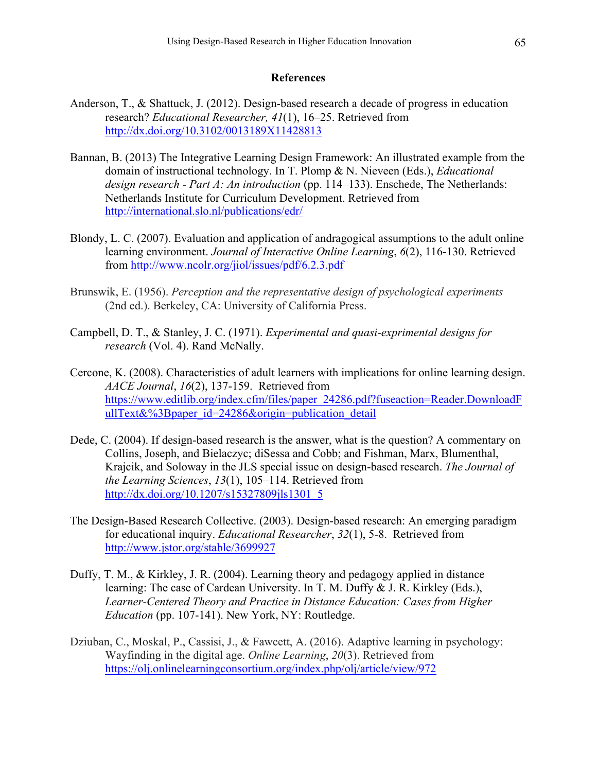## References

Anderson, T., & Shattuck, J. (2012). Design-based research a decade of progress in education research? *Educational Researcher, 41*(1), 16–25. Retrieved from http://dx.doi.org/10.3102/0013189X11428813

Bannan, B. (2013) The Integrative Learning Design Framework: An illustrated example from the domain of instructional technology. In T. Plomp & N. Nieveen (Eds.), *Educational design research - Part A: An introduction* (pp. 114–133). Enschede, The Netherlands: Netherlands Institute for Curriculum Development. Retrieved from http://international.slo.nl/publications/edr/

Blondy, L. C. (2007). Evaluation and application of andragogical assumptions to the adult online learning environment. *Journal of Interactive Online Learning*, *6*(2), 116-130. Retrieved from http://www.ncolr.org/jiol/issues/pdf/6.2.3.pdf

Brunswik, E. (1956). *Perception and the representative design of psychological experiments* (2nd ed.). Berkeley, CA: University of California Press.

Campbell, D. T., & Stanley, J. C. (1971). *Experimental and quasi-exprimental designs for research* (Vol. 4). Rand McNally.

Cercone, K. (2008). Characteristics of adult learners with implications for online learning design. *AACE Journal*, *16*(2), 137-159. Retrieved from https://www.editlib.org/index.cfm/files/paper_24286.pdf?fuseaction=Reader.DownloadFullText&%3Bpaper_id=24286&origin=publication_detail

Dede, C. (2004). If design-based research is the answer, what is the question? A commentary on Collins, Joseph, and Bielaczyc; diSessa and Cobb; and Fishman, Marx, Blumenthal, Krajcik, and Soloway in the JLS special issue on design-based research. *The Journal of the Learning Sciences*, *13*(1), 105–114. Retrieved from http://dx.doi.org/10.1207/s15327809jls1301_5

The Design-Based Research Collective. (2003). Design-based research: An emerging paradigm for educational inquiry. *Educational Researcher*, *32*(1), 5-8. Retrieved from http://www.jstor.org/stable/3699927

Duffy, T. M., & Kirkley, J. R. (2004). Learning theory and pedagogy applied in distance learning: The case of Cardean University. In T. M. Duffy & J. R. Kirkley (Eds.), *Learner-Centered Theory and Practice in Distance Education: Cases from Higher Education* (pp. 107-141). New York, NY: Routledge.

Dziuban, C., Moskal, P., Cassisi, J., & Fawcett, A. (2016). Adaptive learning in psychology: Wayfinding in the digital age. *Online Learning*, *20*(3). Retrieved from https://olj.onlinelearningconsortium.org/index.php/olj/article/view/972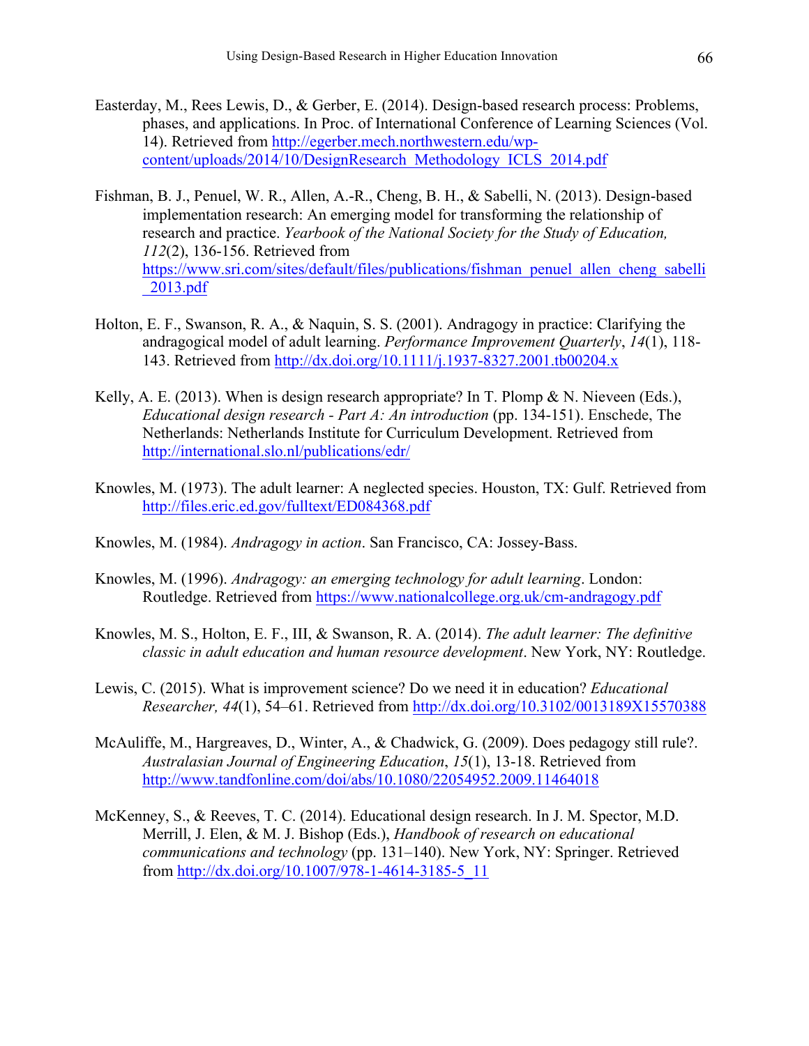Easterday, M., Rees Lewis, D., & Gerber, E. (2014). Design-based research process: Problems, phases, and applications. In Proc. of International Conference of Learning Sciences (Vol. 14). Retrieved from http://egerber.mech.northwestern.edu/wp-content/uploads/2014/10/DesignResearch_Methodology_ICLS_2014.pdf

Fishman, B. J., Penuel, W. R., Allen, A.-R., Cheng, B. H., & Sabelli, N. (2013). Design-based implementation research: An emerging model for transforming the relationship of research and practice. *Yearbook of the National Society for the Study of Education, 112*(2), 136-156. Retrieved from https://www.sri.com/sites/default/files/publications/fishman_penuel_allen_cheng_sabelli_2013.pdf

Holton, E. F., Swanson, R. A., & Naquin, S. S. (2001). Andragogy in practice: Clarifying the andragogical model of adult learning. *Performance Improvement Quarterly*, *14*(1), 118-143. Retrieved from http://dx.doi.org/10.1111/j.1937-8327.2001.tb00204.x

Kelly, A. E. (2013). When is design research appropriate? In T. Plomp & N. Nieveen (Eds.), *Educational design research - Part A: An introduction* (pp. 134-151). Enschede, The Netherlands: Netherlands Institute for Curriculum Development. Retrieved from http://international.slo.nl/publications/edr/

Knowles, M. (1973). The adult learner: A neglected species. Houston, TX: Gulf. Retrieved from http://files.eric.ed.gov/fulltext/ED084368.pdf

Knowles, M. (1984). *Andragogy in action*. San Francisco, CA: Jossey-Bass.

Knowles, M. (1996). *Andragogy: an emerging technology for adult learning*. London: Routledge. Retrieved from https://www.nationalcollege.org.uk/cm-andragogy.pdf

Knowles, M. S., Holton, E. F., III, & Swanson, R. A. (2014). *The adult learner: The definitive classic in adult education and human resource development*. New York, NY: Routledge.

Lewis, C. (2015). What is improvement science? Do we need it in education? *Educational Researcher, 44*(1), 54–61. Retrieved from http://dx.doi.org/10.3102/0013189X15570388

McAuliffe, M., Hargreaves, D., Winter, A., & Chadwick, G. (2009). Does pedagogy still rule?. *Australasian Journal of Engineering Education*, *15*(1), 13-18. Retrieved from http://www.tandfonline.com/doi/abs/10.1080/22054952.2009.11464018

McKenney, S., & Reeves, T. C. (2014). Educational design research. In J. M. Spector, M.D. Merrill, J. Elen, & M. J. Bishop (Eds.), *Handbook of research on educational communications and technology* (pp. 131–140). New York, NY: Springer. Retrieved from http://dx.doi.org/10.1007/978-1-4614-3185-5_11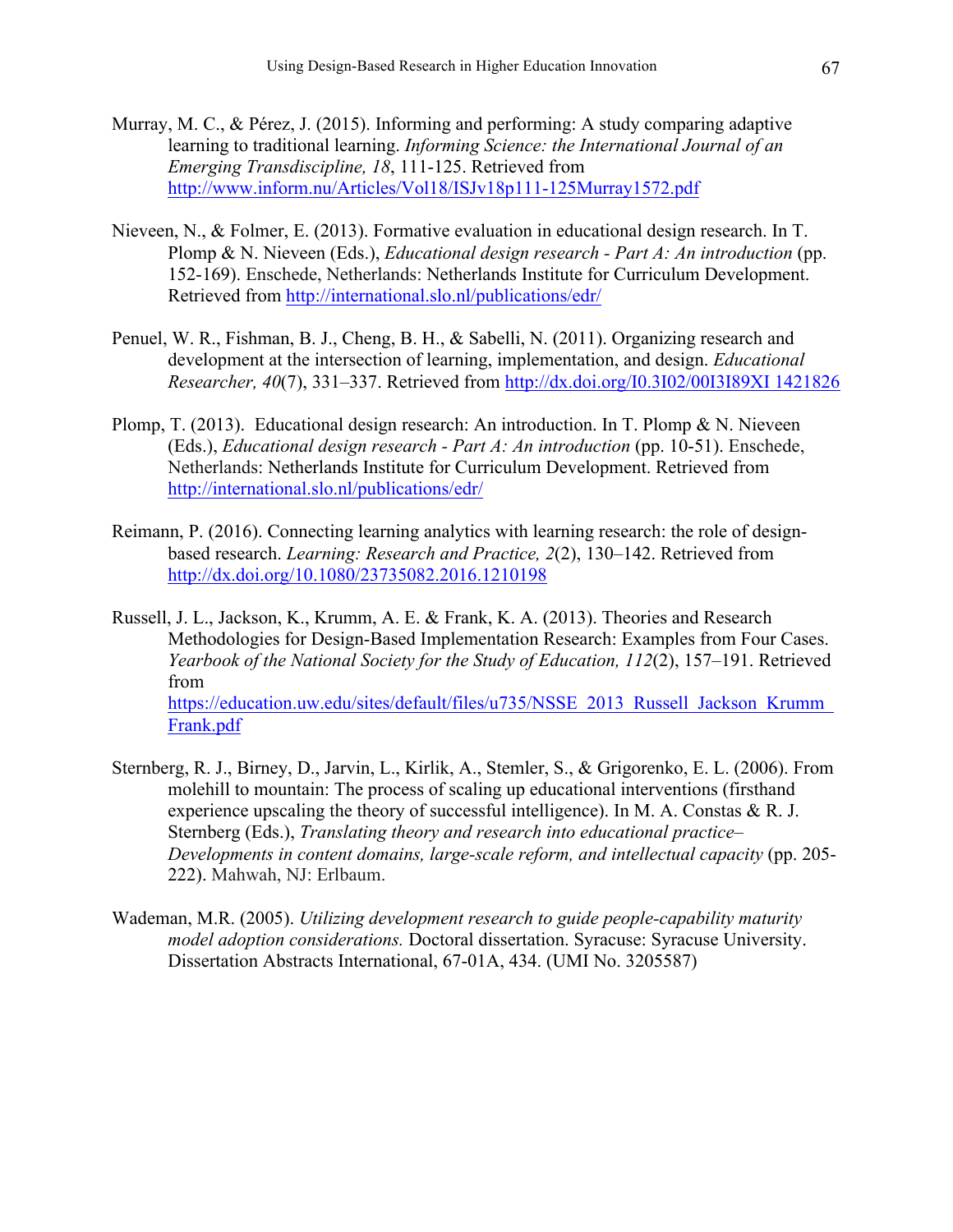Murray, M. C., & Pérez, J. (2015). Informing and performing: A study comparing adaptive learning to traditional learning. *Informing Science: the International Journal of an Emerging Transdiscipline, 18*, 111-125. Retrieved from http://www.inform.nu/Articles/Vol18/ISJv18p111-125Murray1572.pdf

Nieveen, N., & Folmer, E. (2013). Formative evaluation in educational design research. In T. Plomp & N. Nieveen (Eds.), *Educational design research - Part A: An introduction* (pp. 152-169). Enschede, Netherlands: Netherlands Institute for Curriculum Development. Retrieved from http://international.slo.nl/publications/edr/

Penuel, W. R., Fishman, B. J., Cheng, B. H., & Sabelli, N. (2011). Organizing research and development at the intersection of learning, implementation, and design. *Educational Researcher, 40*(7), 331–337. Retrieved from http://dx.doi.org/I0.3I02/00I3I89XI 1421826

Plomp, T. (2013). Educational design research: An introduction. In T. Plomp & N. Nieveen (Eds.), *Educational design research - Part A: An introduction* (pp. 10-51). Enschede, Netherlands: Netherlands Institute for Curriculum Development. Retrieved from http://international.slo.nl/publications/edr/

Reimann, P. (2016). Connecting learning analytics with learning research: the role of design-based research. *Learning: Research and Practice, 2*(2), 130–142. Retrieved from http://dx.doi.org/10.1080/23735082.2016.1210198

Russell, J. L., Jackson, K., Krumm, A. E. & Frank, K. A. (2013). Theories and Research Methodologies for Design-Based Implementation Research: Examples from Four Cases. *Yearbook of the National Society for the Study of Education, 112*(2), 157–191. Retrieved from https://education.uw.edu/sites/default/files/u735/NSSE_2013_Russell_Jackson_Krumm_Frank.pdf

Sternberg, R. J., Birney, D., Jarvin, L., Kirlik, A., Stemler, S., & Grigorenko, E. L. (2006). From molehill to mountain: The process of scaling up educational interventions (firsthand experience upscaling the theory of successful intelligence). In M. A. Constas & R. J. Sternberg (Eds.), *Translating theory and research into educational practice–Developments in content domains, large-scale reform, and intellectual capacity* (pp. 205-222). Mahwah, NJ: Erlbaum.

Wademan, M.R. (2005). *Utilizing development research to guide people-capability maturity model adoption considerations.* Doctoral dissertation. Syracuse: Syracuse University. Dissertation Abstracts International, 67-01A, 434. (UMI No. 3205587)